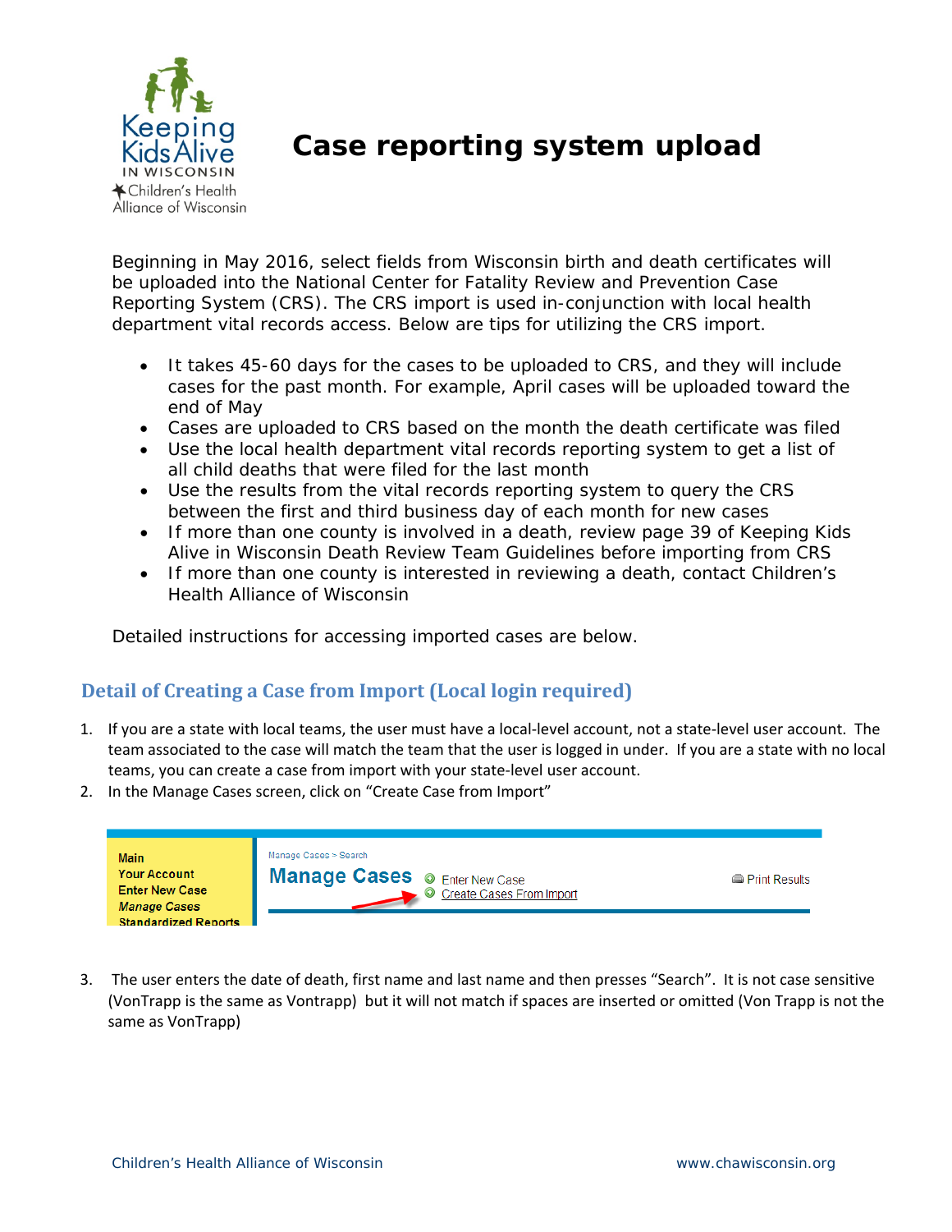# Case reporting system upload

Beginning in May 2016, select fields from Wisconsin birth and death certificates will be uploaded into the National Center for Fatality Review and Prevention Case Reporting System (CRS). The CRS import is used in-conjunction with local health department vital records access. Below are tips for utilizing the CRS import.

- It takes 45-60 days for the cases to be uploaded to CRS, and they will include cases for the past month. For example, April cases will be uploaded toward the end of May
- Cases are uploaded to CRS based on the month the death certificate was filed
- Use the local health department vital records reporting system to get a list of all child deaths that were filed for the last month
- Use the results from the vital records reporting system to query the CRS between the first and third business day of each month for new cases
- If more than one county is involved in a death, review page 39 of Keeping Kids Alive in Wisconsin Death Review Team Guidelines before importing from CRS
- If more than one county is interested in reviewing a death, contact Children's Health Alliance of Wisconsin

Detailed instructions for accessing imported cases are below.

## Detail of Creating a Case from Import (Local login required)

1. If you are a state with local teams, the user must have a local-level account, not a state-level user account. The team associated to the case will match the team that the user is logged in under. If you are a state with no local teams, you can create a case from import with your state-level user account.
2. In the Manage Cases screen, click on "Create Case from Import"

Main
Your Account
Enter New Case
*Manage Cases*
Standardized Reports

Manage Cases > Search
**Manage Cases** Enter New Case
Create Cases From Import
Print Results

3. The user enters the date of death, first name and last name and then presses "Search". It is not case sensitive (VonTrapp is the same as Vontrapp) but it will not match if spaces are inserted or omitted (Von Trapp is not the same as VonTrapp)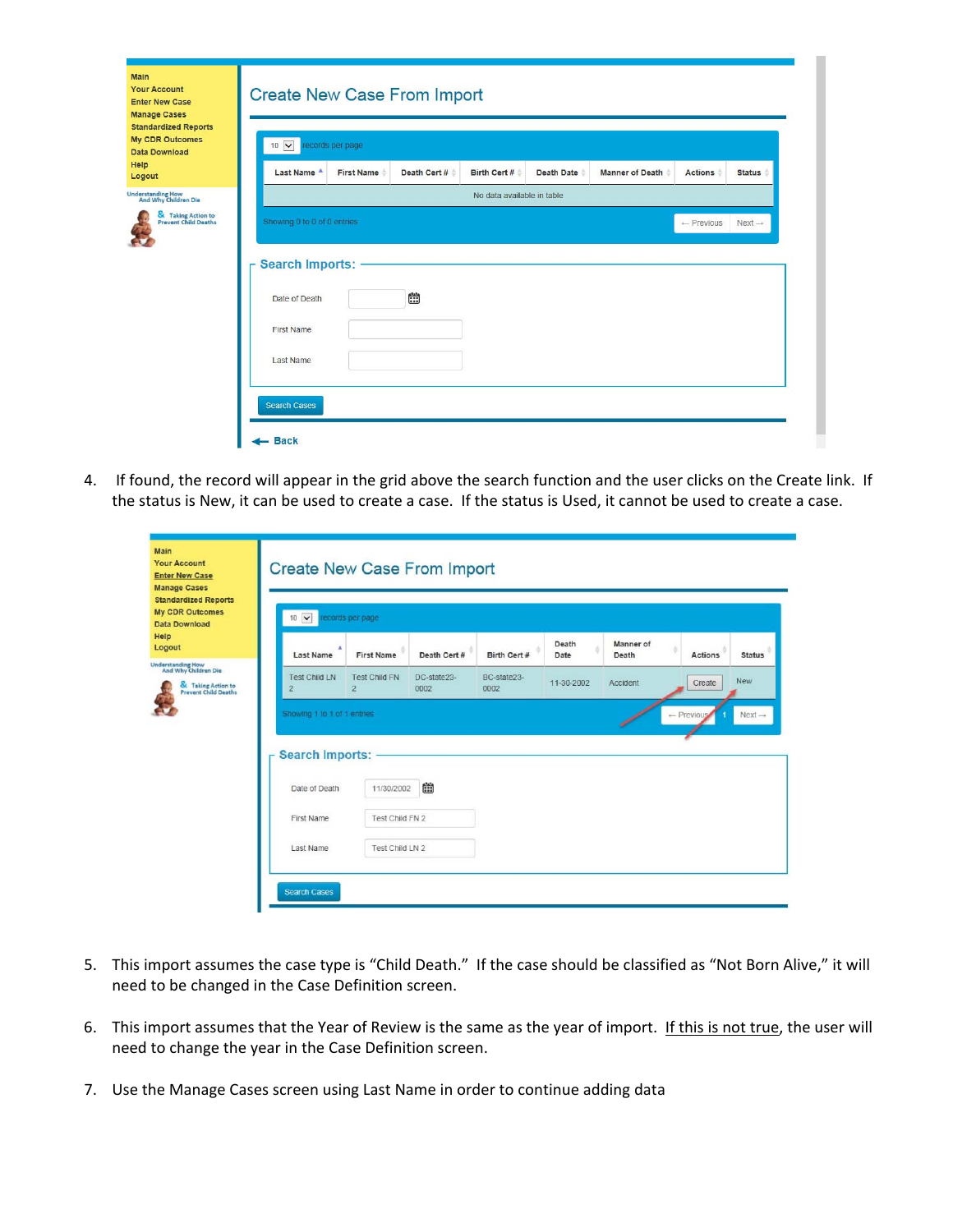4. If found, the record will appear in the grid above the search function and the user clicks on the Create link. If the status is New, it can be used to create a case. If the status is Used, it cannot be used to create a case.

5. This import assumes the case type is “Child Death.” If the case should be classified as “Not Born Alive,” it will need to be changed in the Case Definition screen.

6. This import assumes that the Year of Review is the same as the year of import. If this is not true, the user will need to change the year in the Case Definition screen.

7. Use the Manage Cases screen using Last Name in order to continue adding data